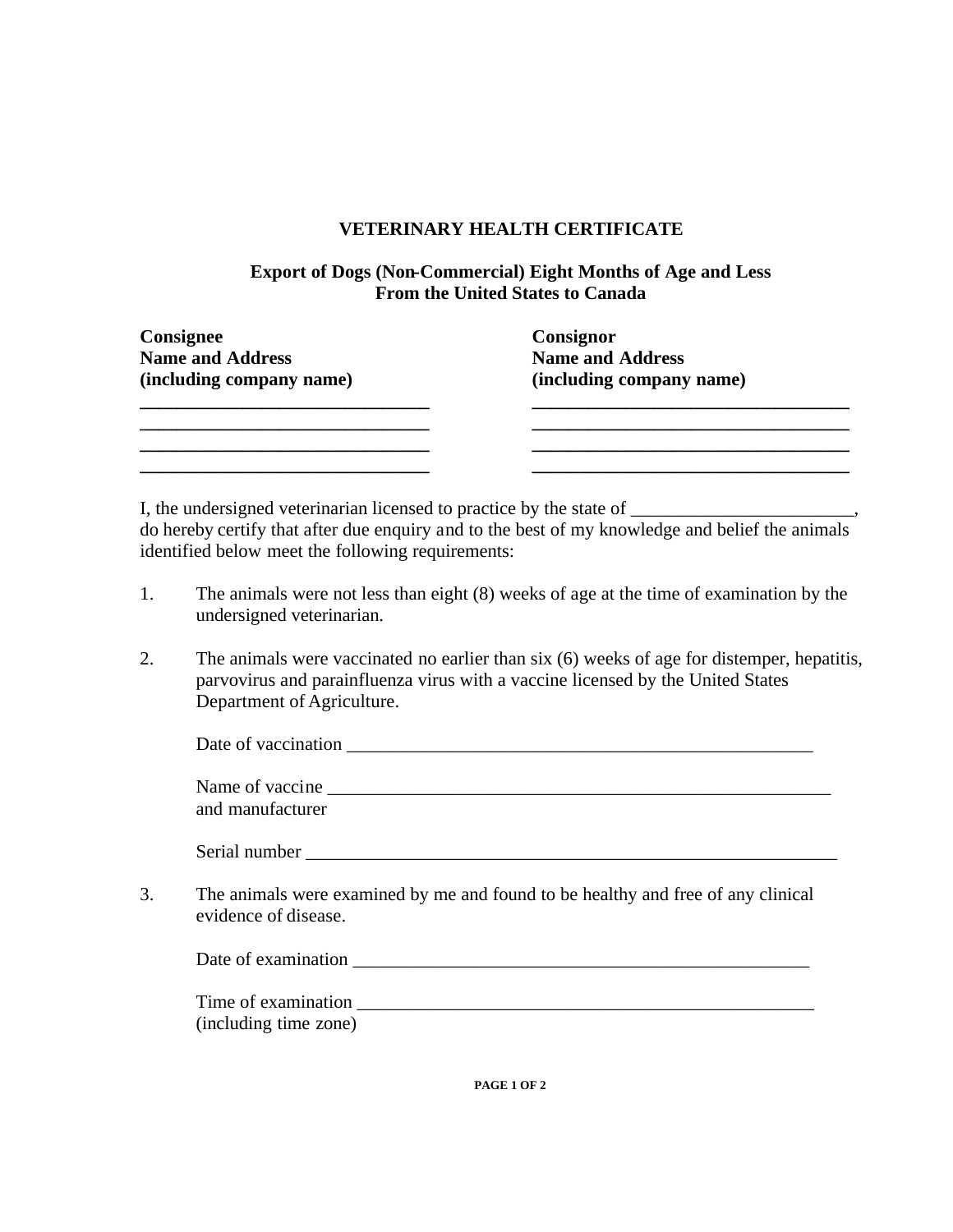# VETERINARY HEALTH CERTIFICATE

## Export of Dogs (Non-Commercial) Eight Months of Age and Less From the United States to Canada

**Consignee**
**Name and Address**
**(including company name)**
\_\_\_\_\_\_\_\_\_\_\_\_\_\_\_\_\_\_\_\_\_\_\_\_\_\_\_\_\_\_\_\_
\_\_\_\_\_\_\_\_\_\_\_\_\_\_\_\_\_\_\_\_\_\_\_\_\_\_\_\_\_\_\_\_
\_\_\_\_\_\_\_\_\_\_\_\_\_\_\_\_\_\_\_\_\_\_\_\_\_\_\_\_\_\_\_\_
\_\_\_\_\_\_\_\_\_\_\_\_\_\_\_\_\_\_\_\_\_\_\_\_\_\_\_\_\_\_\_\_

**Consignor**
**Name and Address**
**(including company name)**
\_\_\_\_\_\_\_\_\_\_\_\_\_\_\_\_\_\_\_\_\_\_\_\_\_\_\_\_\_\_\_\_
\_\_\_\_\_\_\_\_\_\_\_\_\_\_\_\_\_\_\_\_\_\_\_\_\_\_\_\_\_\_\_\_
\_\_\_\_\_\_\_\_\_\_\_\_\_\_\_\_\_\_\_\_\_\_\_\_\_\_\_\_\_\_\_\_
\_\_\_\_\_\_\_\_\_\_\_\_\_\_\_\_\_\_\_\_\_\_\_\_\_\_\_\_\_\_\_\_

I, the undersigned veterinarian licensed to practice by the state of \_\_\_\_\_\_\_\_\_\_\_\_\_\_\_\_\_\_\_\_\_\_\_\_, do hereby certify that after due enquiry and to the best of my knowledge and belief the animals identified below meet the following requirements:

1. The animals were not less than eight (8) weeks of age at the time of examination by the undersigned veterinarian.

2. The animals were vaccinated no earlier than six (6) weeks of age for distemper, hepatitis, parvovirus and parainfluenza virus with a vaccine licensed by the United States Department of Agriculture.

   Date of vaccination \_\_\_\_\_\_\_\_\_\_\_\_\_\_\_\_\_\_\_\_\_\_\_\_\_\_\_\_\_\_\_\_\_\_\_\_\_\_\_\_\_\_\_\_\_\_\_\_

   Name of vaccine \_\_\_\_\_\_\_\_\_\_\_\_\_\_\_\_\_\_\_\_\_\_\_\_\_\_\_\_\_\_\_\_\_\_\_\_\_\_\_\_\_\_\_\_\_\_\_\_\_\_
   and manufacturer

   Serial number \_\_\_\_\_\_\_\_\_\_\_\_\_\_\_\_\_\_\_\_\_\_\_\_\_\_\_\_\_\_\_\_\_\_\_\_\_\_\_\_\_\_\_\_\_\_\_\_\_\_\_\_\_

3. The animals were examined by me and found to be healthy and free of any clinical evidence of disease.

   Date of examination \_\_\_\_\_\_\_\_\_\_\_\_\_\_\_\_\_\_\_\_\_\_\_\_\_\_\_\_\_\_\_\_\_\_\_\_\_\_\_\_\_\_\_\_\_\_\_\_

   Time of examination \_\_\_\_\_\_\_\_\_\_\_\_\_\_\_\_\_\_\_\_\_\_\_\_\_\_\_\_\_\_\_\_\_\_\_\_\_\_\_\_\_\_\_\_\_\_\_\_
   (including time zone)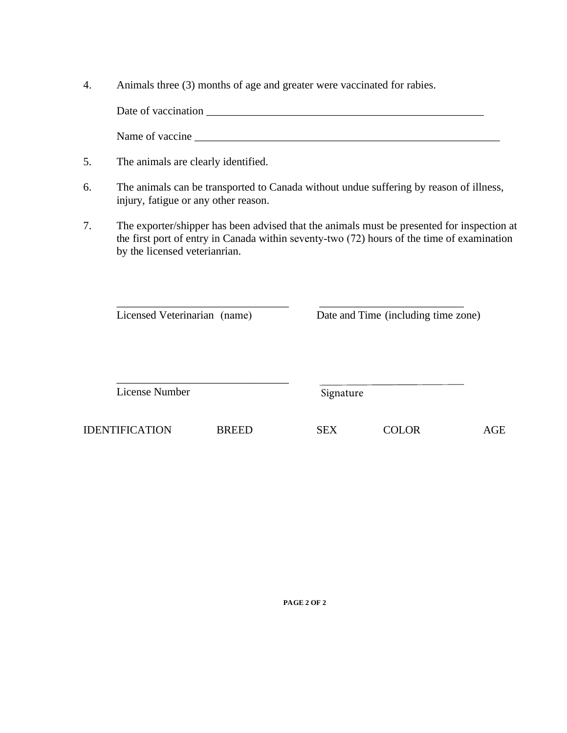4. Animals three (3) months of age and greater were vaccinated for rabies.

   Date of vaccination ___________________________________________________

   Name of vaccine _______________________________________________________

5. The animals are clearly identified.

6. The animals can be transported to Canada without undue suffering by reason of illness, injury, fatigue or any other reason.

7. The exporter/shipper has been advised that the animals must be presented for inspection at the first port of entry in Canada within seventy-two (72) hours of the time of examination by the licensed veterianrian.

_______________________________ &nbsp;&nbsp;&nbsp;&nbsp; __________________________

Licensed Veterinarian (name) &nbsp;&nbsp;&nbsp;&nbsp; Date and Time (including time zone)

_______________________________ &nbsp;&nbsp;&nbsp;&nbsp; __________________________

License Number &nbsp;&nbsp;&nbsp;&nbsp; Signature

| IDENTIFICATION | BREED | SEX | COLOR | AGE |
|---|---|---|---|---|